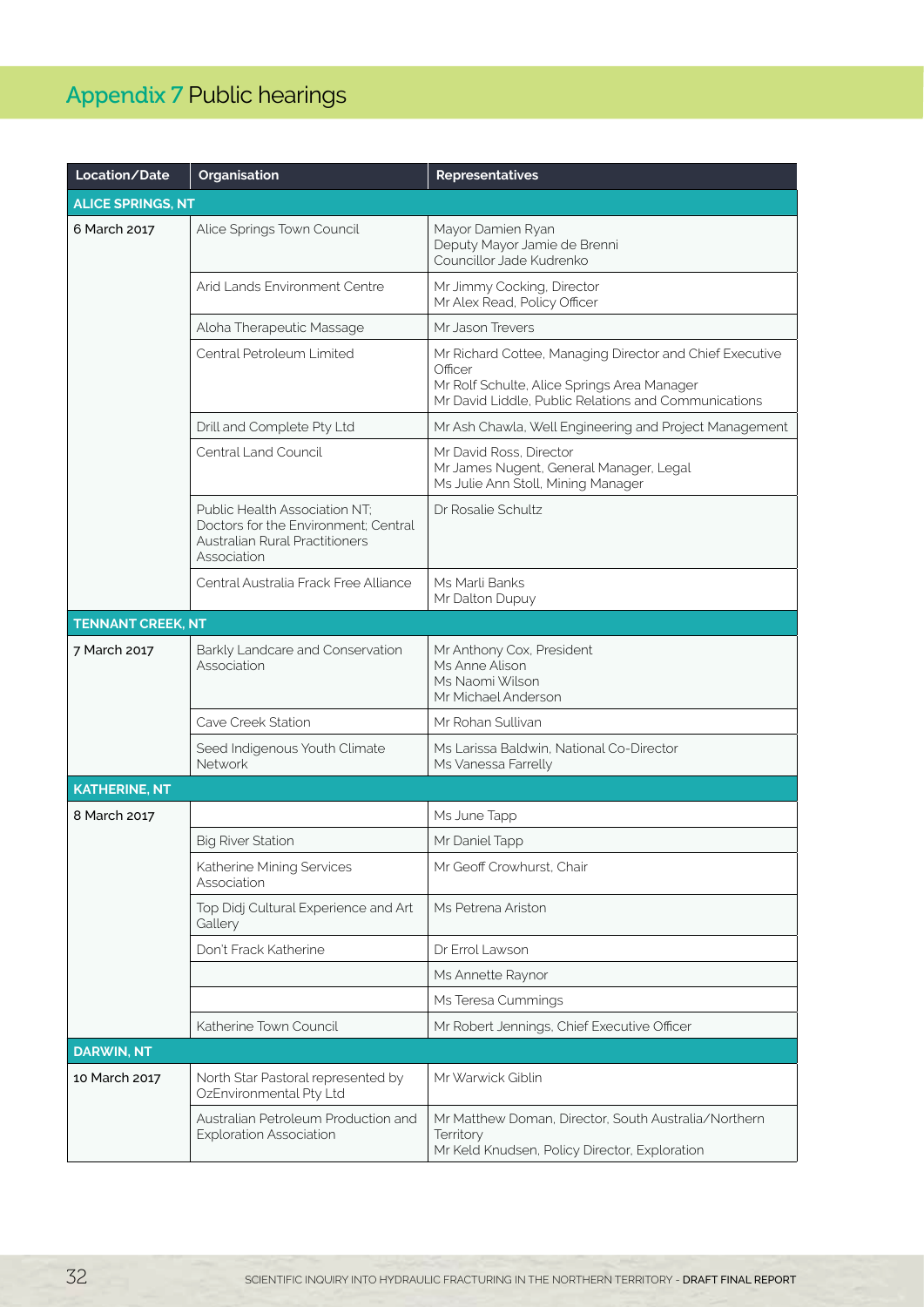# Appendix 7 Public hearings

| Location/Date | Organisation | Representatives |
|---|---|---|
| **ALICE SPRINGS, NT** | | |
| 6 March 2017 | Alice Springs Town Council | Mayor Damien Ryan<br>Deputy Mayor Jamie de Brenni<br>Councillor Jade Kudrenko |
| | Arid Lands Environment Centre | Mr Jimmy Cocking, Director<br>Mr Alex Read, Policy Officer |
| | Aloha Therapeutic Massage | Mr Jason Trevers |
| | Central Petroleum Limited | Mr Richard Cottee, Managing Director and Chief Executive Officer<br>Mr Rolf Schulte, Alice Springs Area Manager<br>Mr David Liddle, Public Relations and Communications |
| | Drill and Complete Pty Ltd | Mr Ash Chawla, Well Engineering and Project Management |
| | Central Land Council | Mr David Ross, Director<br>Mr James Nugent, General Manager, Legal<br>Ms Julie Ann Stoll, Mining Manager |
| | Public Health Association NT; Doctors for the Environment; Central Australian Rural Practitioners Association | Dr Rosalie Schultz |
| | Central Australia Frack Free Alliance | Ms Marli Banks<br>Mr Dalton Dupuy |
| **TENNANT CREEK, NT** | | |
| 7 March 2017 | Barkly Landcare and Conservation Association | Mr Anthony Cox, President<br>Ms Anne Alison<br>Ms Naomi Wilson<br>Mr Michael Anderson |
| | Cave Creek Station | Mr Rohan Sullivan |
| | Seed Indigenous Youth Climate Network | Ms Larissa Baldwin, National Co-Director<br>Ms Vanessa Farrelly |
| **KATHERINE, NT** | | |
| 8 March 2017 | | Ms June Tapp |
| | Big River Station | Mr Daniel Tapp |
| | Katherine Mining Services Association | Mr Geoff Crowhurst, Chair |
| | Top Didj Cultural Experience and Art Gallery | Ms Petrena Ariston |
| | Don't Frack Katherine | Dr Errol Lawson |
| | | Ms Annette Raynor |
| | | Ms Teresa Cummings |
| | Katherine Town Council | Mr Robert Jennings, Chief Executive Officer |
| **DARWIN, NT** | | |
| 10 March 2017 | North Star Pastoral represented by OzEnvironmental Pty Ltd | Mr Warwick Giblin |
| | Australian Petroleum Production and Exploration Association | Mr Matthew Doman, Director, South Australia/Northern Territory<br>Mr Keld Knudsen, Policy Director, Exploration |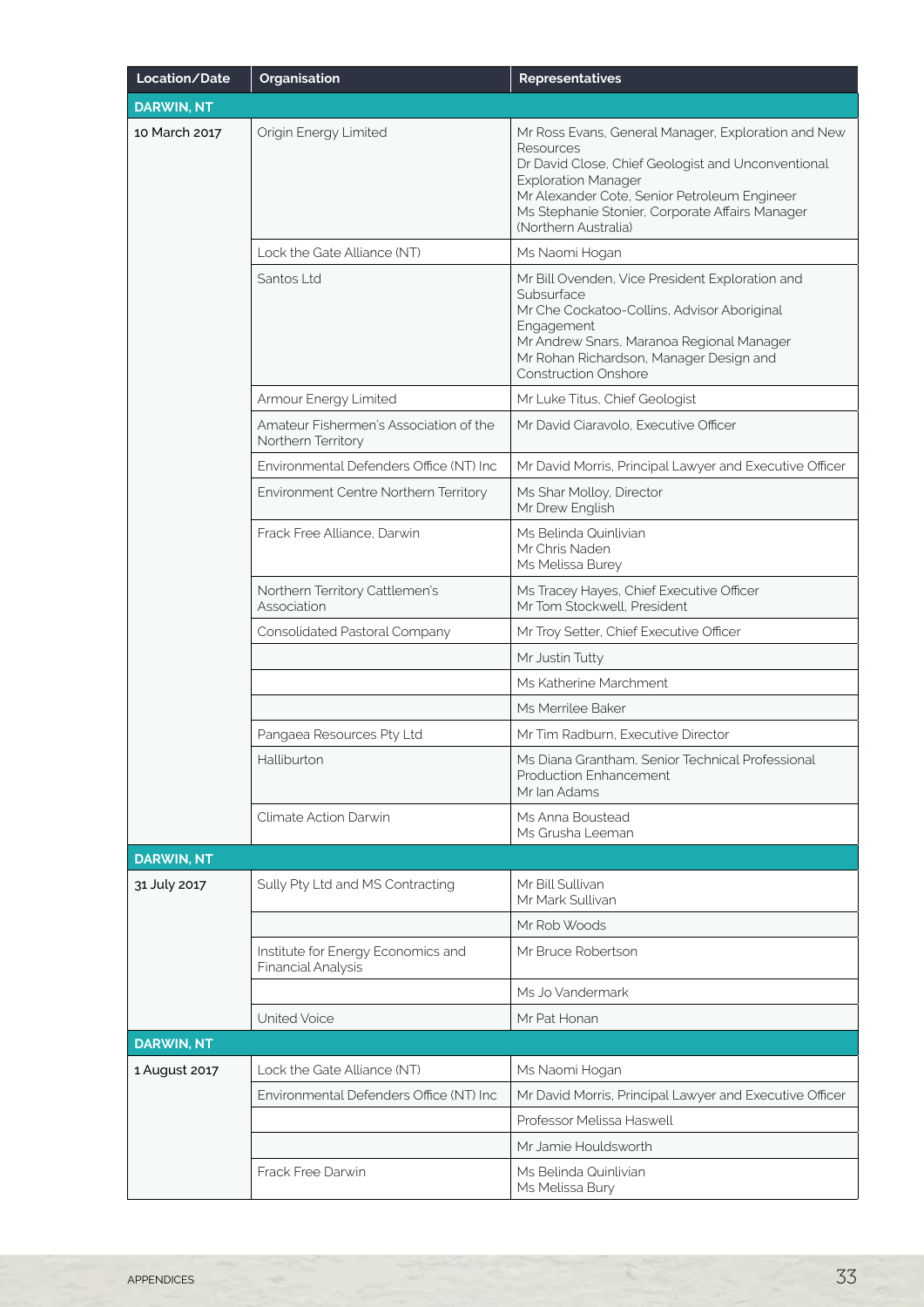| Location/Date | Organisation | Representatives |
|---|---|---|
| **DARWIN, NT** | | |
| 10 March 2017 | Origin Energy Limited | Mr Ross Evans, General Manager, Exploration and New Resources<br>Dr David Close, Chief Geologist and Unconventional Exploration Manager<br>Mr Alexander Cote, Senior Petroleum Engineer<br>Ms Stephanie Stonier, Corporate Affairs Manager (Northern Australia) |
| | Lock the Gate Alliance (NT) | Ms Naomi Hogan |
| | Santos Ltd | Mr Bill Ovenden, Vice President Exploration and Subsurface<br>Mr Che Cockatoo-Collins, Advisor Aboriginal Engagement<br>Mr Andrew Snars, Maranoa Regional Manager<br>Mr Rohan Richardson, Manager Design and Construction Onshore |
| | Armour Energy Limited | Mr Luke Titus, Chief Geologist |
| | Amateur Fishermen's Association of the Northern Territory | Mr David Ciaravolo, Executive Officer |
| | Environmental Defenders Office (NT) Inc | Mr David Morris, Principal Lawyer and Executive Officer |
| | Environment Centre Northern Territory | Ms Shar Molloy, Director<br>Mr Drew English |
| | Frack Free Alliance, Darwin | Ms Belinda Quinlivian<br>Mr Chris Naden<br>Ms Melissa Burey |
| | Northern Territory Cattlemen's Association | Ms Tracey Hayes, Chief Executive Officer<br>Mr Tom Stockwell, President |
| | Consolidated Pastoral Company | Mr Troy Setter, Chief Executive Officer |
| | | Mr Justin Tutty |
| | | Ms Katherine Marchment |
| | | Ms Merrilee Baker |
| | Pangaea Resources Pty Ltd | Mr Tim Radburn, Executive Director |
| | Halliburton | Ms Diana Grantham, Senior Technical Professional Production Enhancement<br>Mr Ian Adams |
| | Climate Action Darwin | Ms Anna Boustead<br>Ms Grusha Leeman |
| **DARWIN, NT** | | |
| 31 July 2017 | Sully Pty Ltd and MS Contracting | Mr Bill Sullivan<br>Mr Mark Sullivan |
| | | Mr Rob Woods |
| | Institute for Energy Economics and Financial Analysis | Mr Bruce Robertson |
| | | Ms Jo Vandermark |
| | United Voice | Mr Pat Honan |
| **DARWIN, NT** | | |
| 1 August 2017 | Lock the Gate Alliance (NT) | Ms Naomi Hogan |
| | Environmental Defenders Office (NT) Inc | Mr David Morris, Principal Lawyer and Executive Officer |
| | | Professor Melissa Haswell |
| | | Mr Jamie Houldsworth |
| | Frack Free Darwin | Ms Belinda Quinlivian<br>Ms Melissa Bury |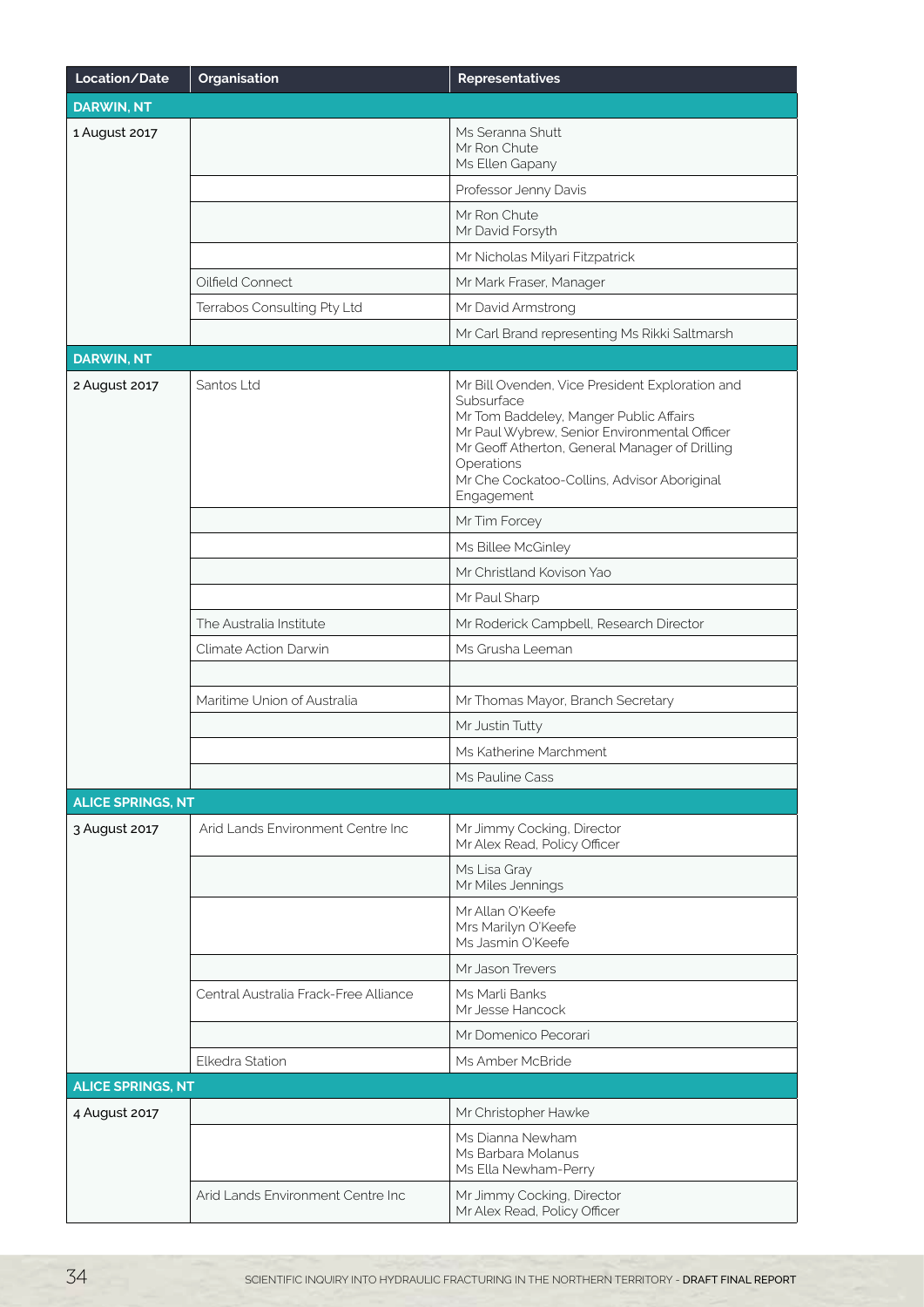| Location/Date | Organisation | Representatives |
|---|---|---|
| **DARWIN, NT** | | |
| 1 August 2017 | | Ms Seranna Shutt<br>Mr Ron Chute<br>Ms Ellen Gapany |
| | | Professor Jenny Davis |
| | | Mr Ron Chute<br>Mr David Forsyth |
| | | Mr Nicholas Milyari Fitzpatrick |
| | Oilfield Connect | Mr Mark Fraser, Manager |
| | Terrabos Consulting Pty Ltd | Mr David Armstrong |
| | | Mr Carl Brand representing Ms Rikki Saltmarsh |
| **DARWIN, NT** | | |
| 2 August 2017 | Santos Ltd | Mr Bill Ovenden, Vice President Exploration and Subsurface<br>Mr Tom Baddeley, Manger Public Affairs<br>Mr Paul Wybrew, Senior Environmental Officer<br>Mr Geoff Atherton, General Manager of Drilling Operations<br>Mr Che Cockatoo-Collins, Advisor Aboriginal Engagement |
| | | Mr Tim Forcey |
| | | Ms Billee McGinley |
| | | Mr Christland Kovison Yao |
| | | Mr Paul Sharp |
| | The Australia Institute | Mr Roderick Campbell, Research Director |
| | Climate Action Darwin | Ms Grusha Leeman |
| | | |
| | Maritime Union of Australia | Mr Thomas Mayor, Branch Secretary |
| | | Mr Justin Tutty |
| | | Ms Katherine Marchment |
| | | Ms Pauline Cass |
| **ALICE SPRINGS, NT** | | |
| 3 August 2017 | Arid Lands Environment Centre Inc | Mr Jimmy Cocking, Director<br>Mr Alex Read, Policy Officer |
| | | Ms Lisa Gray<br>Mr Miles Jennings |
| | | Mr Allan O'Keefe<br>Mrs Marilyn O'Keefe<br>Ms Jasmin O'Keefe |
| | | Mr Jason Trevers |
| | Central Australia Frack-Free Alliance | Ms Marli Banks<br>Mr Jesse Hancock |
| | | Mr Domenico Pecorari |
| | Elkedra Station | Ms Amber McBride |
| **ALICE SPRINGS, NT** | | |
| 4 August 2017 | | Mr Christopher Hawke |
| | | Ms Dianna Newham<br>Ms Barbara Molanus<br>Ms Ella Newham-Perry |
| | Arid Lands Environment Centre Inc | Mr Jimmy Cocking, Director<br>Mr Alex Read, Policy Officer |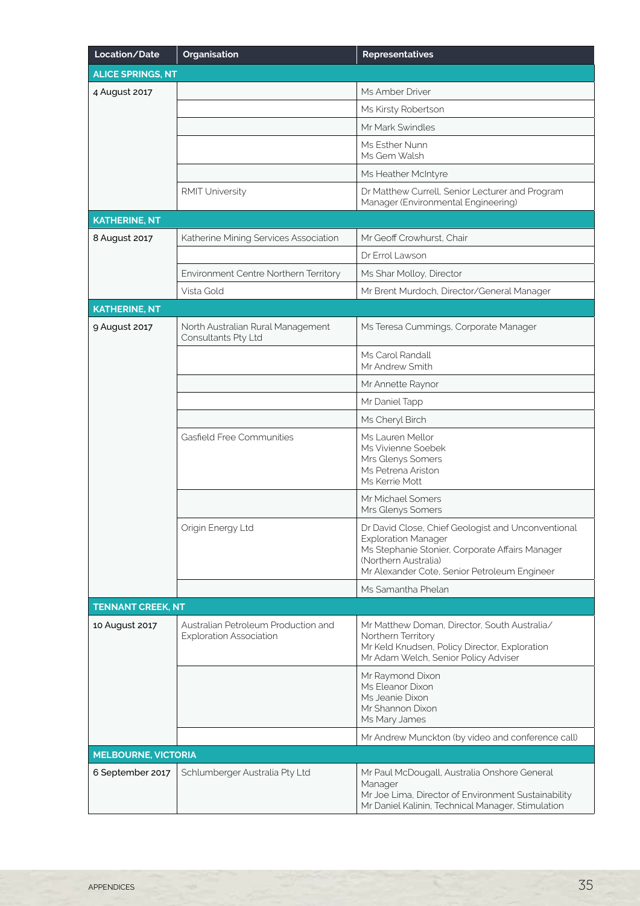| Location/Date | Organisation | Representatives |
|---|---|---|
| **ALICE SPRINGS, NT** | | |
| 4 August 2017 | | Ms Amber Driver |
| | | Ms Kirsty Robertson |
| | | Mr Mark Swindles |
| | | Ms Esther Nunn<br>Ms Gem Walsh |
| | | Ms Heather McIntyre |
| | RMIT University | Dr Matthew Currell, Senior Lecturer and Program Manager (Environmental Engineering) |
| **KATHERINE, NT** | | |
| 8 August 2017 | Katherine Mining Services Association | Mr Geoff Crowhurst, Chair |
| | | Dr Errol Lawson |
| | Environment Centre Northern Territory | Ms Shar Molloy, Director |
| | Vista Gold | Mr Brent Murdoch, Director/General Manager |
| **KATHERINE, NT** | | |
| 9 August 2017 | North Australian Rural Management Consultants Pty Ltd | Ms Teresa Cummings, Corporate Manager |
| | | Ms Carol Randall<br>Mr Andrew Smith |
| | | Mr Annette Raynor |
| | | Mr Daniel Tapp |
| | | Ms Cheryl Birch |
| | Gasfield Free Communities | Ms Lauren Mellor<br>Ms Vivienne Soebek<br>Mrs Glenys Somers<br>Ms Petrena Ariston<br>Ms Kerrie Mott |
| | | Mr Michael Somers<br>Mrs Glenys Somers |
| | Origin Energy Ltd | Dr David Close, Chief Geologist and Unconventional Exploration Manager<br>Ms Stephanie Stonier, Corporate Affairs Manager (Northern Australia)<br>Mr Alexander Cote, Senior Petroleum Engineer |
| | | Ms Samantha Phelan |
| **TENNANT CREEK, NT** | | |
| 10 August 2017 | Australian Petroleum Production and Exploration Association | Mr Matthew Doman, Director, South Australia/ Northern Territory<br>Mr Keld Knudsen, Policy Director, Exploration<br>Mr Adam Welch, Senior Policy Adviser |
| | | Mr Raymond Dixon<br>Ms Eleanor Dixon<br>Ms Jeanie Dixon<br>Mr Shannon Dixon<br>Ms Mary James |
| | | Mr Andrew Munckton (by video and conference call) |
| **MELBOURNE, VICTORIA** | | |
| 6 September 2017 | Schlumberger Australia Pty Ltd | Mr Paul McDougall, Australia Onshore General Manager<br>Mr Joe Lima, Director of Environment Sustainability<br>Mr Daniel Kalinin, Technical Manager, Stimulation |